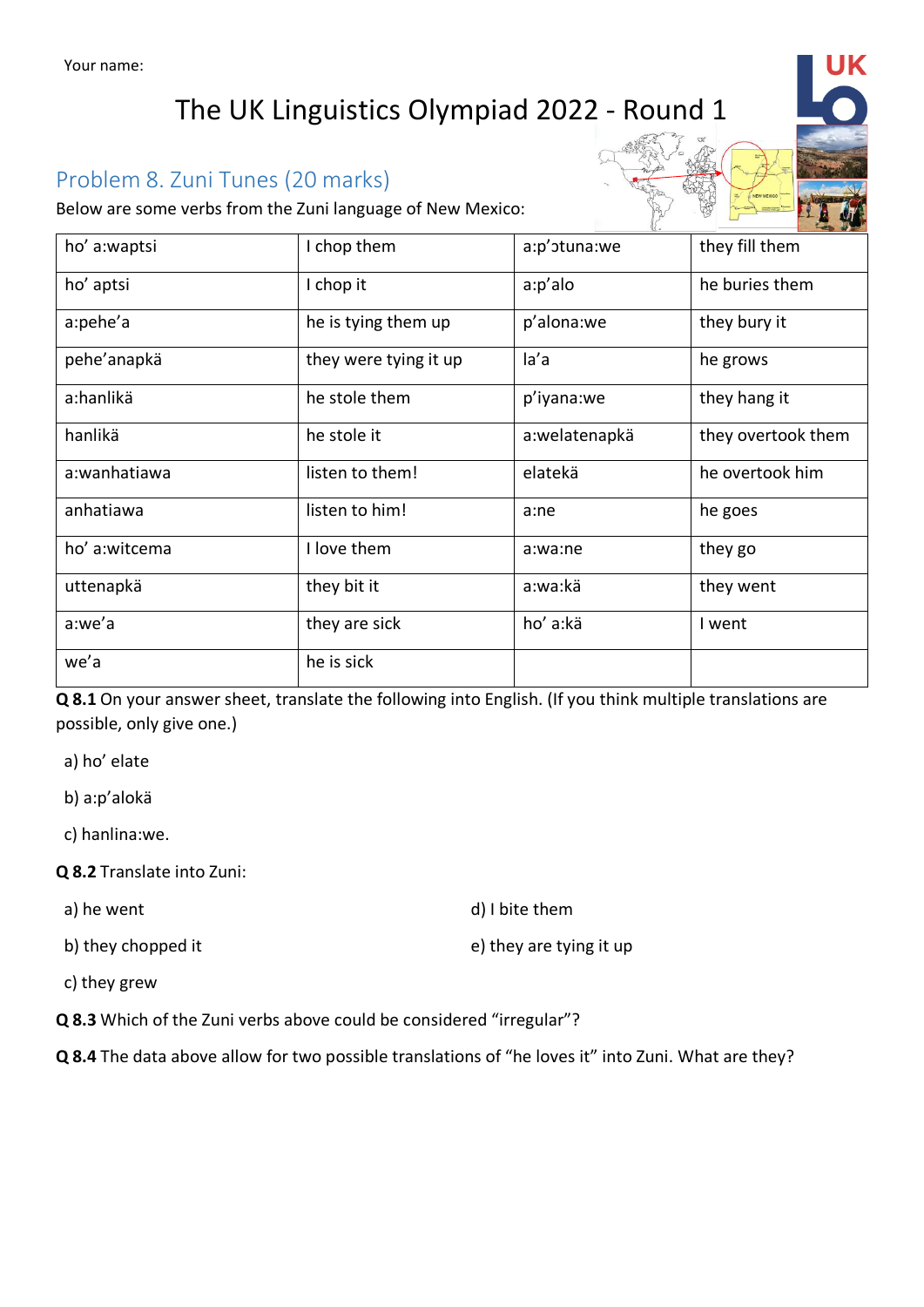Your name:

# The UK Linguistics Olympiad 2022 - Round 1

## Problem 8. Zuni Tunes (20 marks)

Below are some verbs from the Zuni language of New Mexico:

| | | | |
|---|---|---|---|
| ho' a:waptsi | I chop them | a:p'ɔtuna:we | they fill them |
| ho' aptsi | I chop it | a:p'alo | he buries them |
| a:pehe'a | he is tying them up | p'alona:we | they bury it |
| pehe'anapkä | they were tying it up | la'a | he grows |
| a:hanlikä | he stole them | p'iyana:we | they hang it |
| hanlikä | he stole it | a:welatenapkä | they overtook them |
| a:wanhatiawa | listen to them! | elatekä | he overtook him |
| anhatiawa | listen to him! | a:ne | he goes |
| ho' a:witcema | I love them | a:wa:ne | they go |
| uttenapkä | they bit it | a:wa:kä | they went |
| a:we'a | they are sick | ho' a:kä | I went |
| we'a | he is sick | | |

**Q 8.1** On your answer sheet, translate the following into English. (If you think multiple translations are possible, only give one.)

a) ho' elate

b) a:p'alokä

c) hanlina:we.

**Q 8.2** Translate into Zuni:

a) he went

b) they chopped it

c) they grew

d) I bite them

e) they are tying it up

**Q 8.3** Which of the Zuni verbs above could be considered "irregular"?

**Q 8.4** The data above allow for two possible translations of "he loves it" into Zuni. What are they?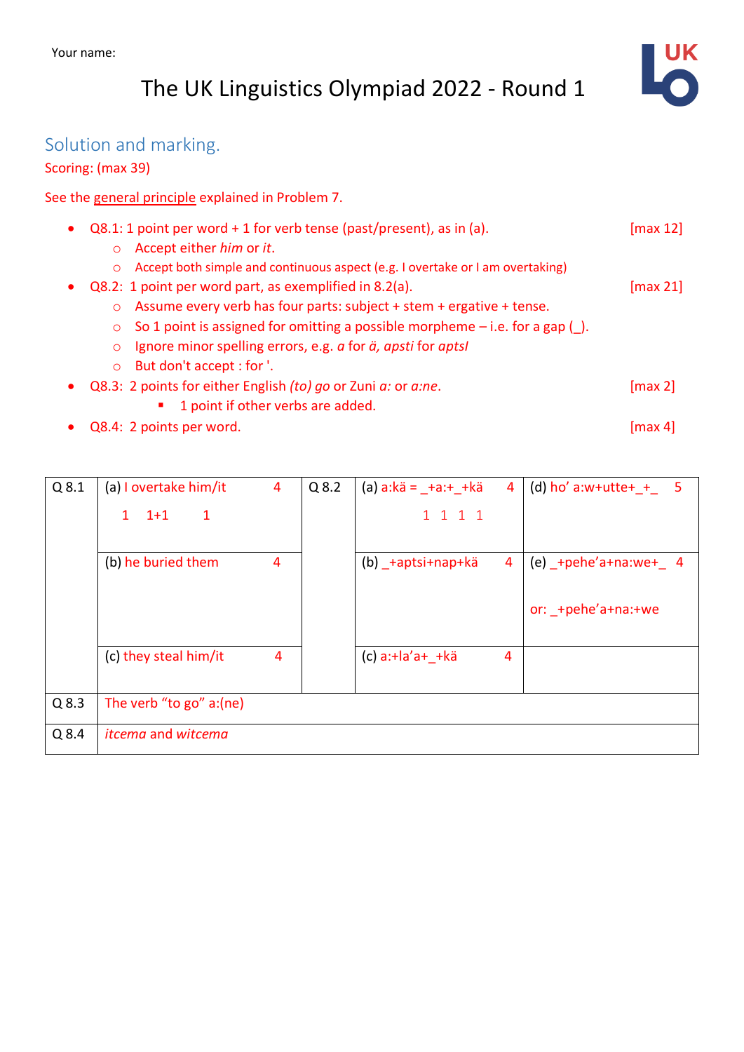Your name:

# The UK Linguistics Olympiad 2022 - Round 1

## Solution and marking.

Scoring: (max 39)

See the general principle explained in Problem 7.

- Q8.1: 1 point per word + 1 for verb tense (past/present), as in (a). [max 12]
    - Accept either *him* or *it*.
    - Accept both simple and continuous aspect (e.g. I overtake or I am overtaking)
- Q8.2: 1 point per word part, as exemplified in 8.2(a). [max 21]
    - Assume every verb has four parts: subject + stem + ergative + tense.
    - So 1 point is assigned for omitting a possible morpheme – i.e. for a gap (_).
    - Ignore minor spelling errors, e.g. *a* for *ä, apsti* for *aptsl*
    - But don't accept : for '.
- Q8.3: 2 points for either English *(to) go* or Zuni *a:* or *a:ne*. [max 2]
    - 1 point if other verbs are added.
- Q8.4: 2 points per word. [max 4]

| Q 8.1 | (a) I overtake him/it 4<br>1 1+1 1 | Q 8.2 | (a) a:kä = _+a:+_+kä 4<br>1 1 1 1 | (d) ho' a:w+utte+_+_ 5 |
|---|---|---|---|---|
| | (b) he buried them 4 | | (b) _+aptsi+nap+kä 4 | (e) _+pehe'a+na:we+_ 4<br>or: _+pehe'a+na:+we |
| | (c) they steal him/it 4 | | (c) a:+la'a+_+kä 4 | |
| Q 8.3 | The verb "to go" a:(ne) | | | |
| Q 8.4 | *itcema* and *witcema* | | | |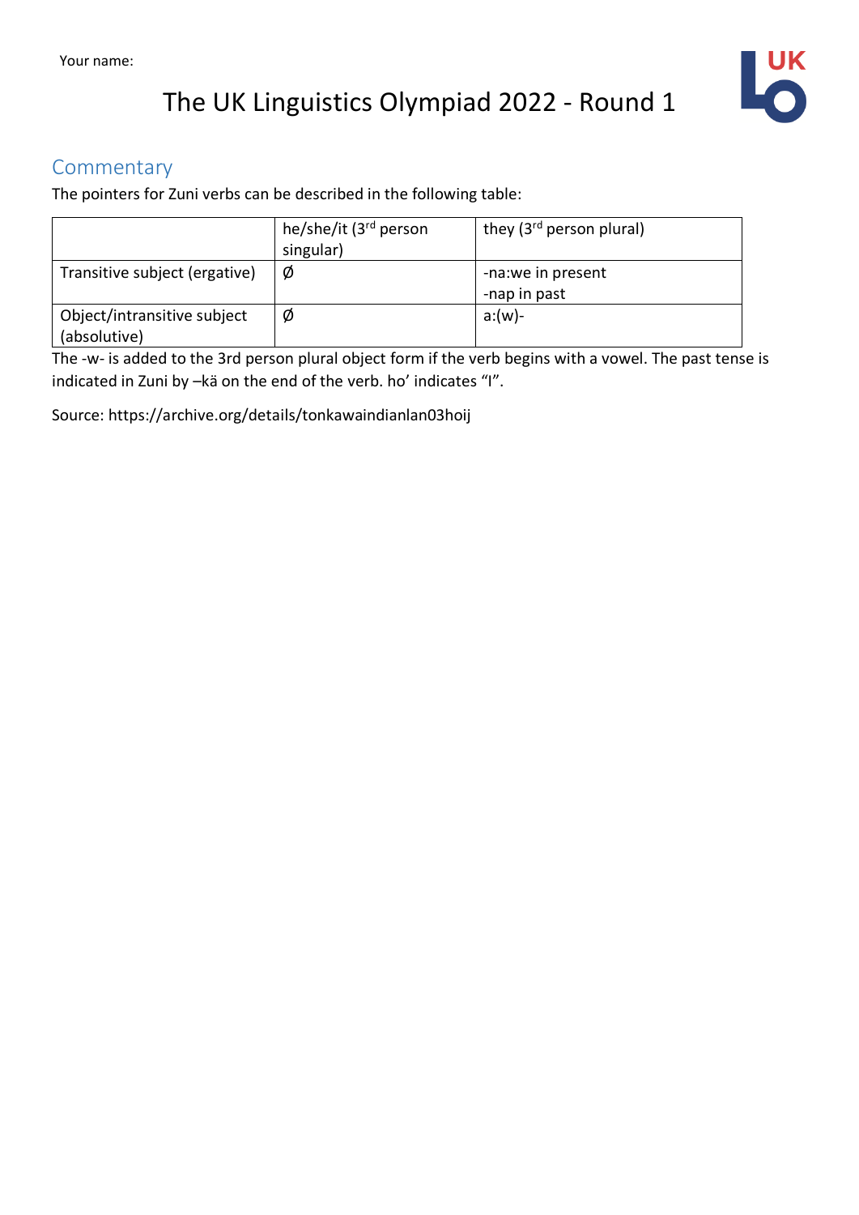Your name:

# The UK Linguistics Olympiad 2022 - Round 1

## Commentary

The pointers for Zuni verbs can be described in the following table:

| | he/she/it (3rd person singular) | they (3rd person plural) |
|---|---|---|
| Transitive subject (ergative) | Ø | -na:we in present<br>-nap in past |
| Object/intransitive subject (absolutive) | Ø | a:(w)- |

The -w- is added to the 3rd person plural object form if the verb begins with a vowel. The past tense is indicated in Zuni by –kä on the end of the verb. ho' indicates "I".

Source: https://archive.org/details/tonkawaindianlan03hoij